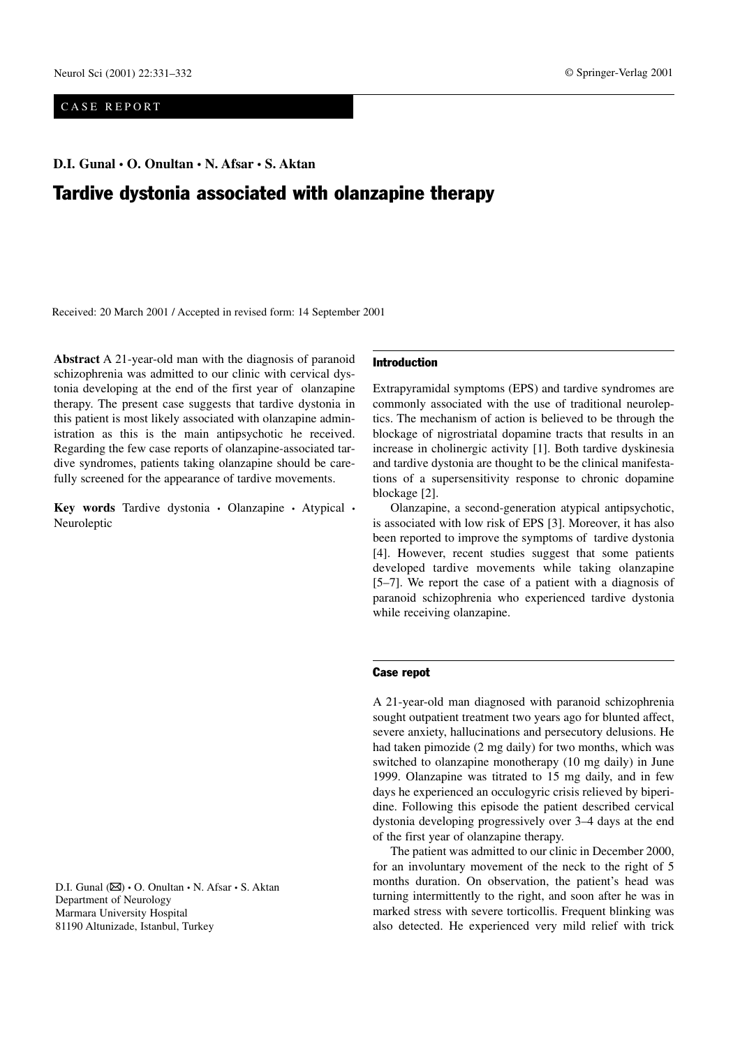CASE REPORT

**D.I. Gunal • O. Onultan • N. Afsar • S. Aktan**

# Tardive dystonia associated with olanzapine therapy

Received: 20 March 2001 / Accepted in revised form: 14 September 2001

**Abstract** A 21-year-old man with the diagnosis of paranoid schizophrenia was admitted to our clinic with cervical dystonia developing at the end of the first year of olanzapine therapy. The present case suggests that tardive dystonia in this patient is most likely associated with olanzapine administration as this is the main antipsychotic he received. Regarding the few case reports of olanzapine-associated tardive syndromes, patients taking olanzapine should be carefully screened for the appearance of tardive movements.

**Key words** Tardive dystonia • Olanzapine • Atypical • Neuroleptic

D.I. Gunal (✉) • O. Onultan • N. Afsar • S. Aktan
Department of Neurology
Marmara University Hospital
81190 Altunizade, Istanbul, Turkey

## Introduction

Extrapyramidal symptoms (EPS) and tardive syndromes are commonly associated with the use of traditional neuroleptics. The mechanism of action is believed to be through the blockage of nigrostriatal dopamine tracts that results in an increase in cholinergic activity [1]. Both tardive dyskinesia and tardive dystonia are thought to be the clinical manifestations of a supersensitivity response to chronic dopamine blockage [2].

Olanzapine, a second-generation atypical antipsychotic, is associated with low risk of EPS [3]. Moreover, it has also been reported to improve the symptoms of tardive dystonia [4]. However, recent studies suggest that some patients developed tardive movements while taking olanzapine [5–7]. We report the case of a patient with a diagnosis of paranoid schizophrenia who experienced tardive dystonia while receiving olanzapine.

## Case repot

A 21-year-old man diagnosed with paranoid schizophrenia sought outpatient treatment two years ago for blunted affect, severe anxiety, hallucinations and persecutory delusions. He had taken pimozide (2 mg daily) for two months, which was switched to olanzapine monotherapy (10 mg daily) in June 1999. Olanzapine was titrated to 15 mg daily, and in few days he experienced an occulogyric crisis relieved by biperidine. Following this episode the patient described cervical dystonia developing progressively over 3–4 days at the end of the first year of olanzapine therapy.

The patient was admitted to our clinic in December 2000, for an involuntary movement of the neck to the right of 5 months duration. On observation, the patient's head was turning intermittently to the right, and soon after he was in marked stress with severe torticollis. Frequent blinking was also detected. He experienced very mild relief with trick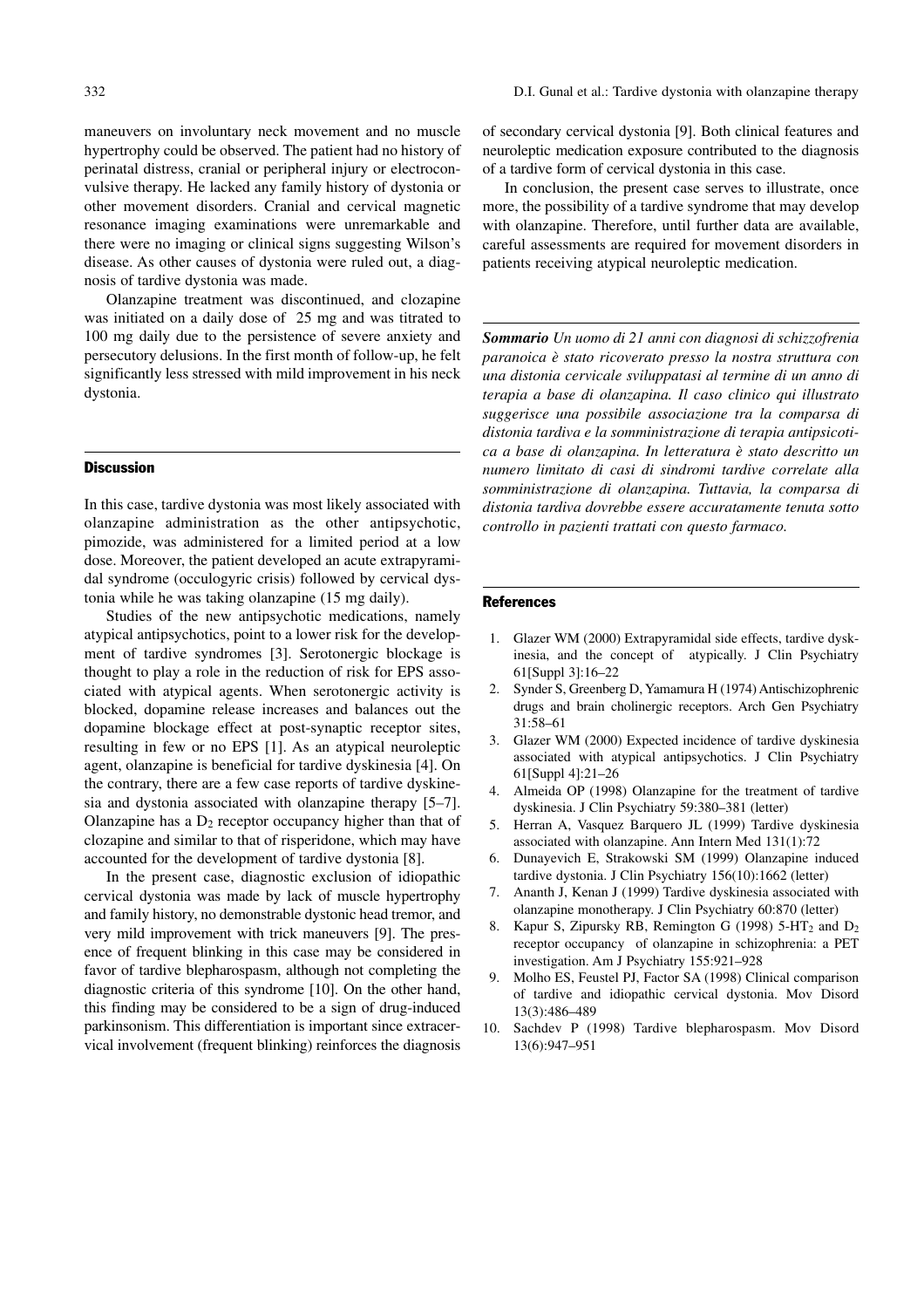maneuvers on involuntary neck movement and no muscle hypertrophy could be observed. The patient had no history of perinatal distress, cranial or peripheral injury or electroconvulsive therapy. He lacked any family history of dystonia or other movement disorders. Cranial and cervical magnetic resonance imaging examinations were unremarkable and there were no imaging or clinical signs suggesting Wilson's disease. As other causes of dystonia were ruled out, a diagnosis of tardive dystonia was made.

Olanzapine treatment was discontinued, and clozapine was initiated on a daily dose of 25 mg and was titrated to 100 mg daily due to the persistence of severe anxiety and persecutory delusions. In the first month of follow-up, he felt significantly less stressed with mild improvement in his neck dystonia.

## Discussion

In this case, tardive dystonia was most likely associated with olanzapine administration as the other antipsychotic, pimozide, was administered for a limited period at a low dose. Moreover, the patient developed an acute extrapyramidal syndrome (occulogyric crisis) followed by cervical dystonia while he was taking olanzapine (15 mg daily).

Studies of the new antipsychotic medications, namely atypical antipsychotics, point to a lower risk for the development of tardive syndromes [3]. Serotonergic blockage is thought to play a role in the reduction of risk for EPS associated with atypical agents. When serotonergic activity is blocked, dopamine release increases and balances out the dopamine blockage effect at post-synaptic receptor sites, resulting in few or no EPS [1]. As an atypical neuroleptic agent, olanzapine is beneficial for tardive dyskinesia [4]. On the contrary, there are a few case reports of tardive dyskinesia and dystonia associated with olanzapine therapy [5–7]. Olanzapine has a $D_2$ receptor occupancy higher than that of clozapine and similar to that of risperidone, which may have accounted for the development of tardive dystonia [8].

In the present case, diagnostic exclusion of idiopathic cervical dystonia was made by lack of muscle hypertrophy and family history, no demonstrable dystonic head tremor, and very mild improvement with trick maneuvers [9]. The presence of frequent blinking in this case may be considered in favor of tardive blepharospasm, although not completing the diagnostic criteria of this syndrome [10]. On the other hand, this finding may be considered to be a sign of drug-induced parkinsonism. This differentiation is important since extracervical involvement (frequent blinking) reinforces the diagnosis of secondary cervical dystonia [9]. Both clinical features and neuroleptic medication exposure contributed to the diagnosis of a tardive form of cervical dystonia in this case.

In conclusion, the present case serves to illustrate, once more, the possibility of a tardive syndrome that may develop with olanzapine. Therefore, until further data are available, careful assessments are required for movement disorders in patients receiving atypical neuroleptic medication.

***Sommario*** *Un uomo di 21 anni con diagnosi di schizzofrenia paranoica è stato ricoverato presso la nostra struttura con una distonia cervicale sviluppatasi al termine di un anno di terapia a base di olanzapina. Il caso clinico qui illustrato suggerisce una possibile associazione tra la comparsa di distonia tardiva e la somministrazione di terapia antipsicotica a base di olanzapina. In letteratura è stato descritto un numero limitato di casi di sindromi tardive correlate alla somministrazione di olanzapina. Tuttavia, la comparsa di distonia tardiva dovrebbe essere accuratamente tenuta sotto controllo in pazienti trattati con questo farmaco.*

## References

1. Glazer WM (2000) Extrapyramidal side effects, tardive dyskinesia, and the concept of atypically. J Clin Psychiatry 61[Suppl 3]:16–22
2. Synder S, Greenberg D, Yamamura H (1974) Antischizophrenic drugs and brain cholinergic receptors. Arch Gen Psychiatry 31:58–61
3. Glazer WM (2000) Expected incidence of tardive dyskinesia associated with atypical antipsychotics. J Clin Psychiatry 61[Suppl 4]:21–26
4. Almeida OP (1998) Olanzapine for the treatment of tardive dyskinesia. J Clin Psychiatry 59:380–381 (letter)
5. Herran A, Vasquez Barquero JL (1999) Tardive dyskinesia associated with olanzapine. Ann Intern Med 131(1):72
6. Dunayevich E, Strakowski SM (1999) Olanzapine induced tardive dystonia. J Clin Psychiatry 156(10):1662 (letter)
7. Ananth J, Kenan J (1999) Tardive dyskinesia associated with olanzapine monotherapy. J Clin Psychiatry 60:870 (letter)
8. Kapur S, Zipursky RB, Remington G (1998) 5-$HT_2$ and $D_2$ receptor occupancy of olanzapine in schizophrenia: a PET investigation. Am J Psychiatry 155:921–928
9. Molho ES, Feustel PJ, Factor SA (1998) Clinical comparison of tardive and idiopathic cervical dystonia. Mov Disord 13(3):486–489
10. Sachdev P (1998) Tardive blepharospasm. Mov Disord 13(6):947–951